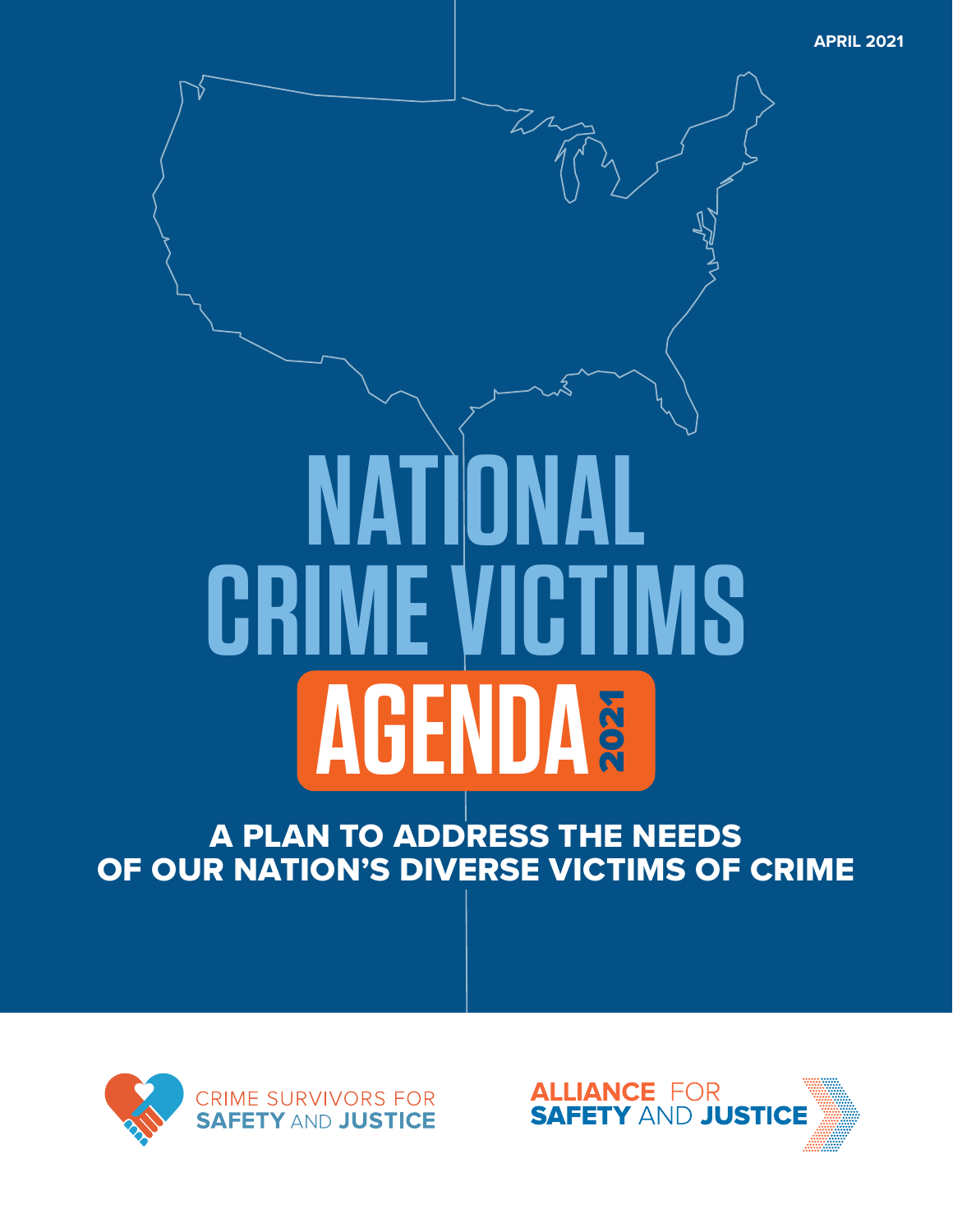APRIL 2021

# NATIONAL CRIME VICTIMS AGENDA 2021

## A PLAN TO ADDRESS THE NEEDS OF OUR NATION'S DIVERSE VICTIMS OF CRIME

CRIME SURVIVORS FOR SAFETY AND JUSTICE

ALLIANCE FOR SAFETY AND JUSTICE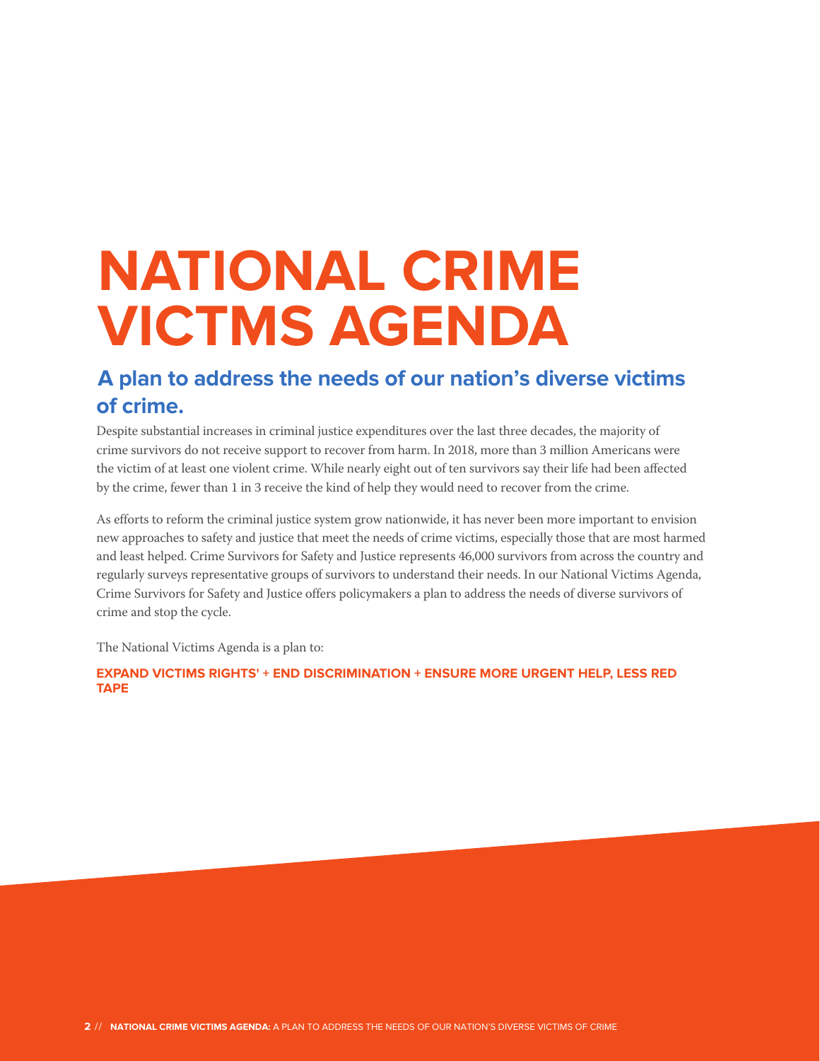# NATIONAL CRIME VICTMS AGENDA

## A plan to address the needs of our nation's diverse victims of crime.

Despite substantial increases in criminal justice expenditures over the last three decades, the majority of crime survivors do not receive support to recover from harm. In 2018, more than 3 million Americans were the victim of at least one violent crime. While nearly eight out of ten survivors say their life had been affected by the crime, fewer than 1 in 3 receive the kind of help they would need to recover from the crime.

As efforts to reform the criminal justice system grow nationwide, it has never been more important to envision new approaches to safety and justice that meet the needs of crime victims, especially those that are most harmed and least helped. Crime Survivors for Safety and Justice represents 46,000 survivors from across the country and regularly surveys representative groups of survivors to understand their needs. In our National Victims Agenda, Crime Survivors for Safety and Justice offers policymakers a plan to address the needs of diverse survivors of crime and stop the cycle.

The National Victims Agenda is a plan to:

**EXPAND VICTIMS RIGHTS' + END DISCRIMINATION + ENSURE MORE URGENT HELP, LESS RED TAPE**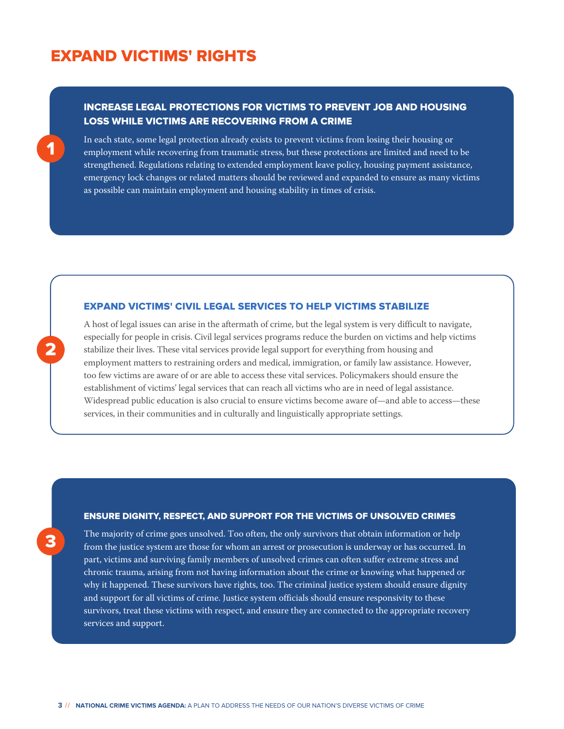# EXPAND VICTIMS' RIGHTS

## 1

### INCREASE LEGAL PROTECTIONS FOR VICTIMS TO PREVENT JOB AND HOUSING LOSS WHILE VICTIMS ARE RECOVERING FROM A CRIME

In each state, some legal protection already exists to prevent victims from losing their housing or employment while recovering from traumatic stress, but these protections are limited and need to be strengthened. Regulations relating to extended employment leave policy, housing payment assistance, emergency lock changes or related matters should be reviewed and expanded to ensure as many victims as possible can maintain employment and housing stability in times of crisis.

## 2

### EXPAND VICTIMS' CIVIL LEGAL SERVICES TO HELP VICTIMS STABILIZE

A host of legal issues can arise in the aftermath of crime, but the legal system is very difficult to navigate, especially for people in crisis. Civil legal services programs reduce the burden on victims and help victims stabilize their lives. These vital services provide legal support for everything from housing and employment matters to restraining orders and medical, immigration, or family law assistance. However, too few victims are aware of or are able to access these vital services. Policymakers should ensure the establishment of victims' legal services that can reach all victims who are in need of legal assistance. Widespread public education is also crucial to ensure victims become aware of—and able to access—these services, in their communities and in culturally and linguistically appropriate settings.

## 3

### ENSURE DIGNITY, RESPECT, AND SUPPORT FOR THE VICTIMS OF UNSOLVED CRIMES

The majority of crime goes unsolved. Too often, the only survivors that obtain information or help from the justice system are those for whom an arrest or prosecution is underway or has occurred. In part, victims and surviving family members of unsolved crimes can often suffer extreme stress and chronic trauma, arising from not having information about the crime or knowing what happened or why it happened. These survivors have rights, too. The criminal justice system should ensure dignity and support for all victims of crime. Justice system officials should ensure responsivity to these survivors, treat these victims with respect, and ensure they are connected to the appropriate recovery services and support.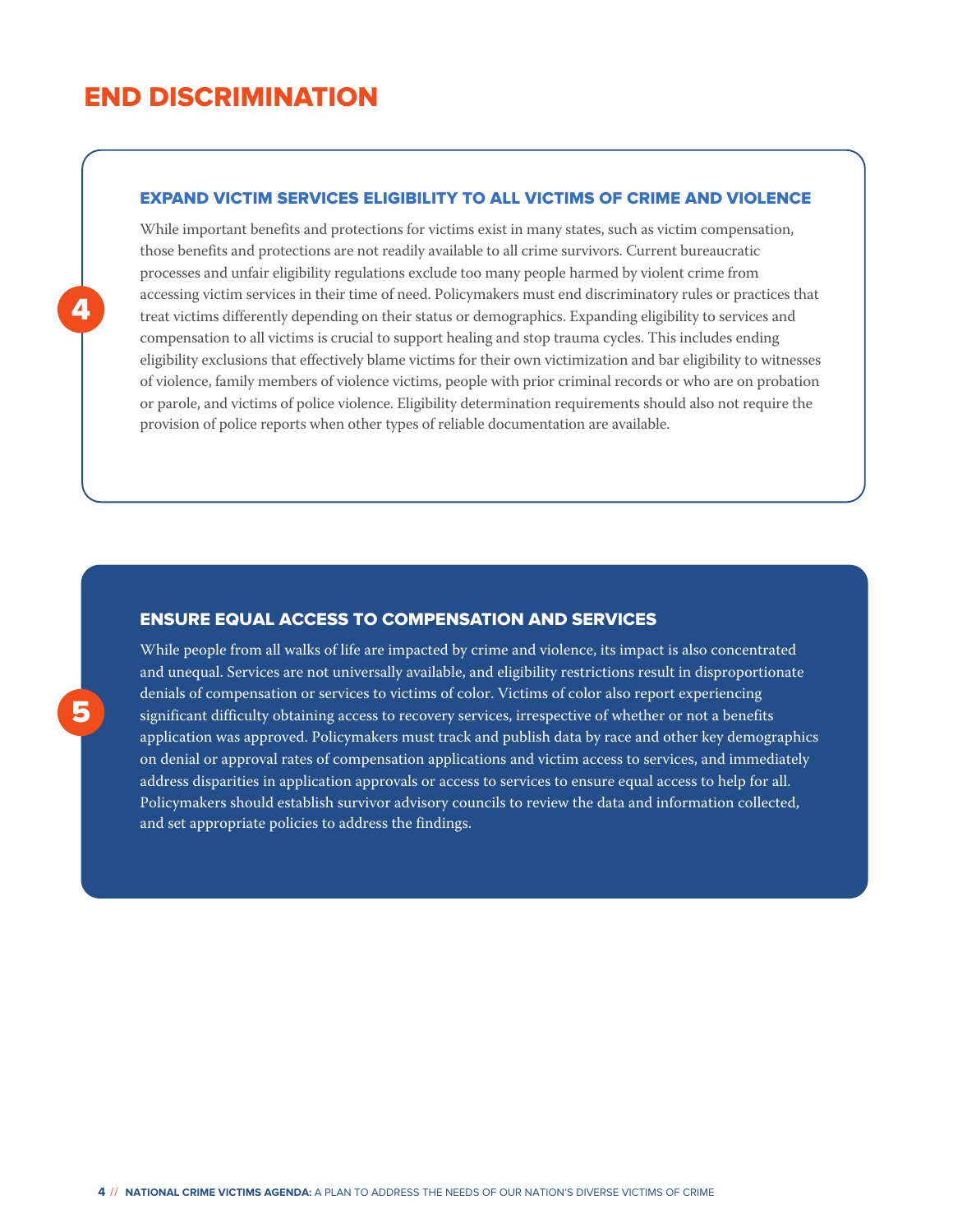# END DISCRIMINATION

4

### EXPAND VICTIM SERVICES ELIGIBILITY TO ALL VICTIMS OF CRIME AND VIOLENCE

While important benefits and protections for victims exist in many states, such as victim compensation, those benefits and protections are not readily available to all crime survivors. Current bureaucratic processes and unfair eligibility regulations exclude too many people harmed by violent crime from accessing victim services in their time of need. Policymakers must end discriminatory rules or practices that treat victims differently depending on their status or demographics. Expanding eligibility to services and compensation to all victims is crucial to support healing and stop trauma cycles. This includes ending eligibility exclusions that effectively blame victims for their own victimization and bar eligibility to witnesses of violence, family members of violence victims, people with prior criminal records or who are on probation or parole, and victims of police violence. Eligibility determination requirements should also not require the provision of police reports when other types of reliable documentation are available.

5

### ENSURE EQUAL ACCESS TO COMPENSATION AND SERVICES

While people from all walks of life are impacted by crime and violence, its impact is also concentrated and unequal. Services are not universally available, and eligibility restrictions result in disproportionate denials of compensation or services to victims of color. Victims of color also report experiencing significant difficulty obtaining access to recovery services, irrespective of whether or not a benefits application was approved. Policymakers must track and publish data by race and other key demographics on denial or approval rates of compensation applications and victim access to services, and immediately address disparities in application approvals or access to services to ensure equal access to help for all. Policymakers should establish survivor advisory councils to review the data and information collected, and set appropriate policies to address the findings.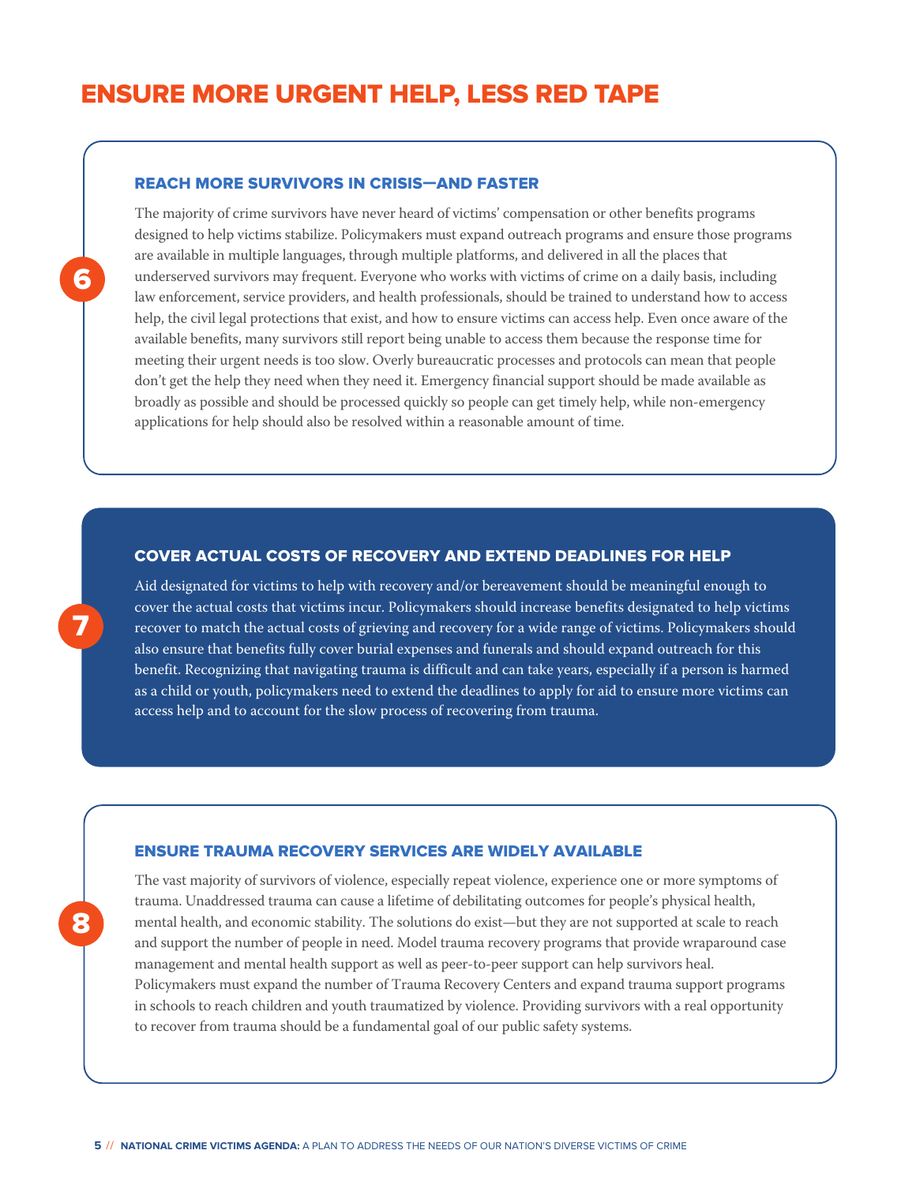# ENSURE MORE URGENT HELP, LESS RED TAPE

## 6

### REACH MORE SURVIVORS IN CRISIS—AND FASTER

The majority of crime survivors have never heard of victims' compensation or other benefits programs designed to help victims stabilize. Policymakers must expand outreach programs and ensure those programs are available in multiple languages, through multiple platforms, and delivered in all the places that underserved survivors may frequent. Everyone who works with victims of crime on a daily basis, including law enforcement, service providers, and health professionals, should be trained to understand how to access help, the civil legal protections that exist, and how to ensure victims can access help. Even once aware of the available benefits, many survivors still report being unable to access them because the response time for meeting their urgent needs is too slow. Overly bureaucratic processes and protocols can mean that people don't get the help they need when they need it. Emergency financial support should be made available as broadly as possible and should be processed quickly so people can get timely help, while non-emergency applications for help should also be resolved within a reasonable amount of time.

## 7

### COVER ACTUAL COSTS OF RECOVERY AND EXTEND DEADLINES FOR HELP

Aid designated for victims to help with recovery and/or bereavement should be meaningful enough to cover the actual costs that victims incur. Policymakers should increase benefits designated to help victims recover to match the actual costs of grieving and recovery for a wide range of victims. Policymakers should also ensure that benefits fully cover burial expenses and funerals and should expand outreach for this benefit. Recognizing that navigating trauma is difficult and can take years, especially if a person is harmed as a child or youth, policymakers need to extend the deadlines to apply for aid to ensure more victims can access help and to account for the slow process of recovering from trauma.

## 8

### ENSURE TRAUMA RECOVERY SERVICES ARE WIDELY AVAILABLE

The vast majority of survivors of violence, especially repeat violence, experience one or more symptoms of trauma. Unaddressed trauma can cause a lifetime of debilitating outcomes for people's physical health, mental health, and economic stability. The solutions do exist—but they are not supported at scale to reach and support the number of people in need. Model trauma recovery programs that provide wraparound case management and mental health support as well as peer-to-peer support can help survivors heal. Policymakers must expand the number of Trauma Recovery Centers and expand trauma support programs in schools to reach children and youth traumatized by violence. Providing survivors with a real opportunity to recover from trauma should be a fundamental goal of our public safety systems.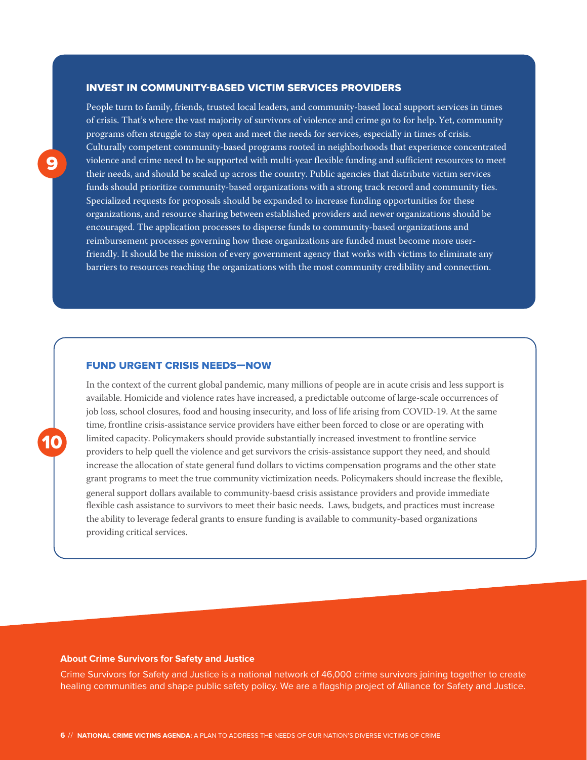## 9

### INVEST IN COMMUNITY-BASED VICTIM SERVICES PROVIDERS

People turn to family, friends, trusted local leaders, and community-based local support services in times of crisis. That's where the vast majority of survivors of violence and crime go to for help. Yet, community programs often struggle to stay open and meet the needs for services, especially in times of crisis. Culturally competent community-based programs rooted in neighborhoods that experience concentrated violence and crime need to be supported with multi-year flexible funding and sufficient resources to meet their needs, and should be scaled up across the country. Public agencies that distribute victim services funds should prioritize community-based organizations with a strong track record and community ties. Specialized requests for proposals should be expanded to increase funding opportunities for these organizations, and resource sharing between established providers and newer organizations should be encouraged. The application processes to disperse funds to community-based organizations and reimbursement processes governing how these organizations are funded must become more user-friendly. It should be the mission of every government agency that works with victims to eliminate any barriers to resources reaching the organizations with the most community credibility and connection.

## 10

### FUND URGENT CRISIS NEEDS—NOW

In the context of the current global pandemic, many millions of people are in acute crisis and less support is available. Homicide and violence rates have increased, a predictable outcome of large-scale occurrences of job loss, school closures, food and housing insecurity, and loss of life arising from COVID-19. At the same time, frontline crisis-assistance service providers have either been forced to close or are operating with limited capacity. Policymakers should provide substantially increased investment to frontline service providers to help quell the violence and get survivors the crisis-assistance support they need, and should increase the allocation of state general fund dollars to victims compensation programs and the other state grant programs to meet the true community victimization needs. Policymakers should increase the flexible, general support dollars available to community-baesd crisis assistance providers and provide immediate flexible cash assistance to survivors to meet their basic needs. Laws, budgets, and practices must increase the ability to leverage federal grants to ensure funding is available to community-based organizations providing critical services.

**About Crime Survivors for Safety and Justice**

Crime Survivors for Safety and Justice is a national network of 46,000 crime survivors joining together to create healing communities and shape public safety policy. We are a flagship project of Alliance for Safety and Justice.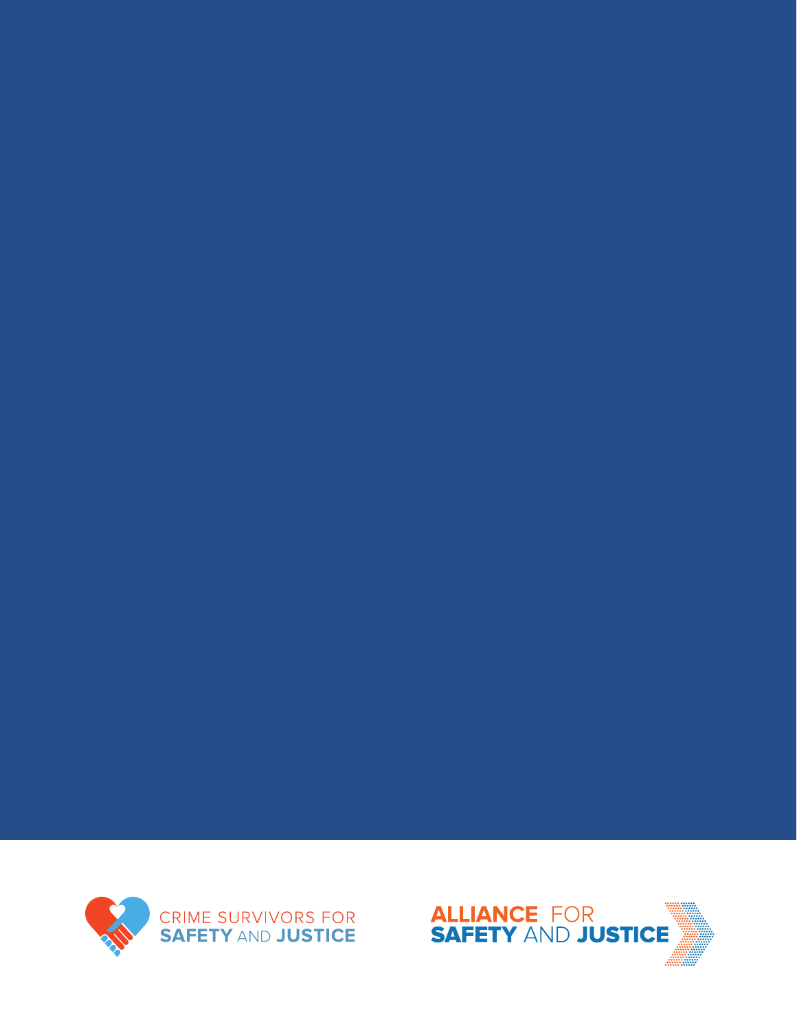CRIME SURVIVORS FOR
**SAFETY** AND **JUSTICE**

**ALLIANCE** FOR
**SAFETY** AND **JUSTICE**